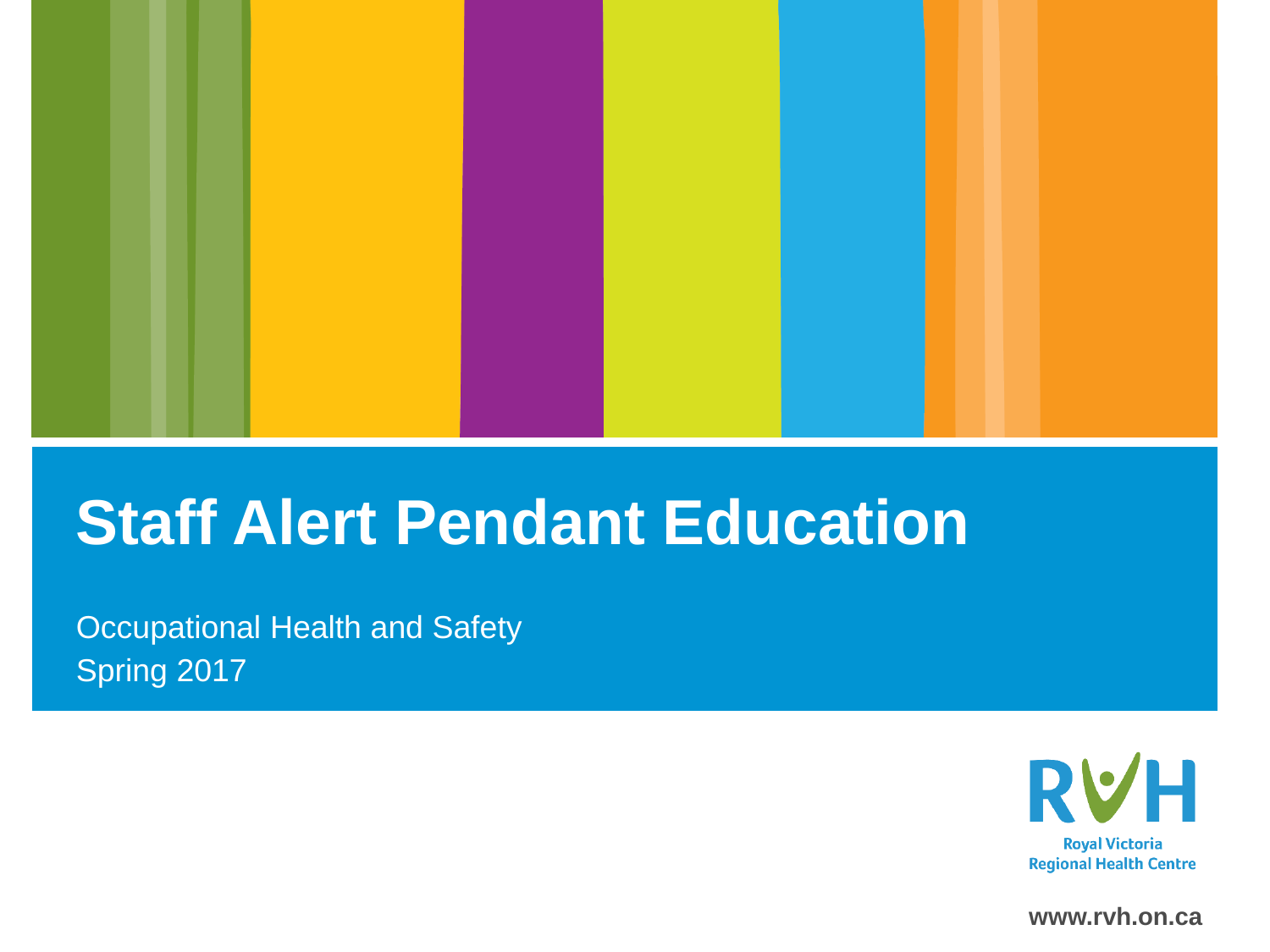# Staff Alert Pendant Education

Occupational Health and Safety
Spring 2017

RVH
Royal Victoria
Regional Health Centre

www.rvh.on.ca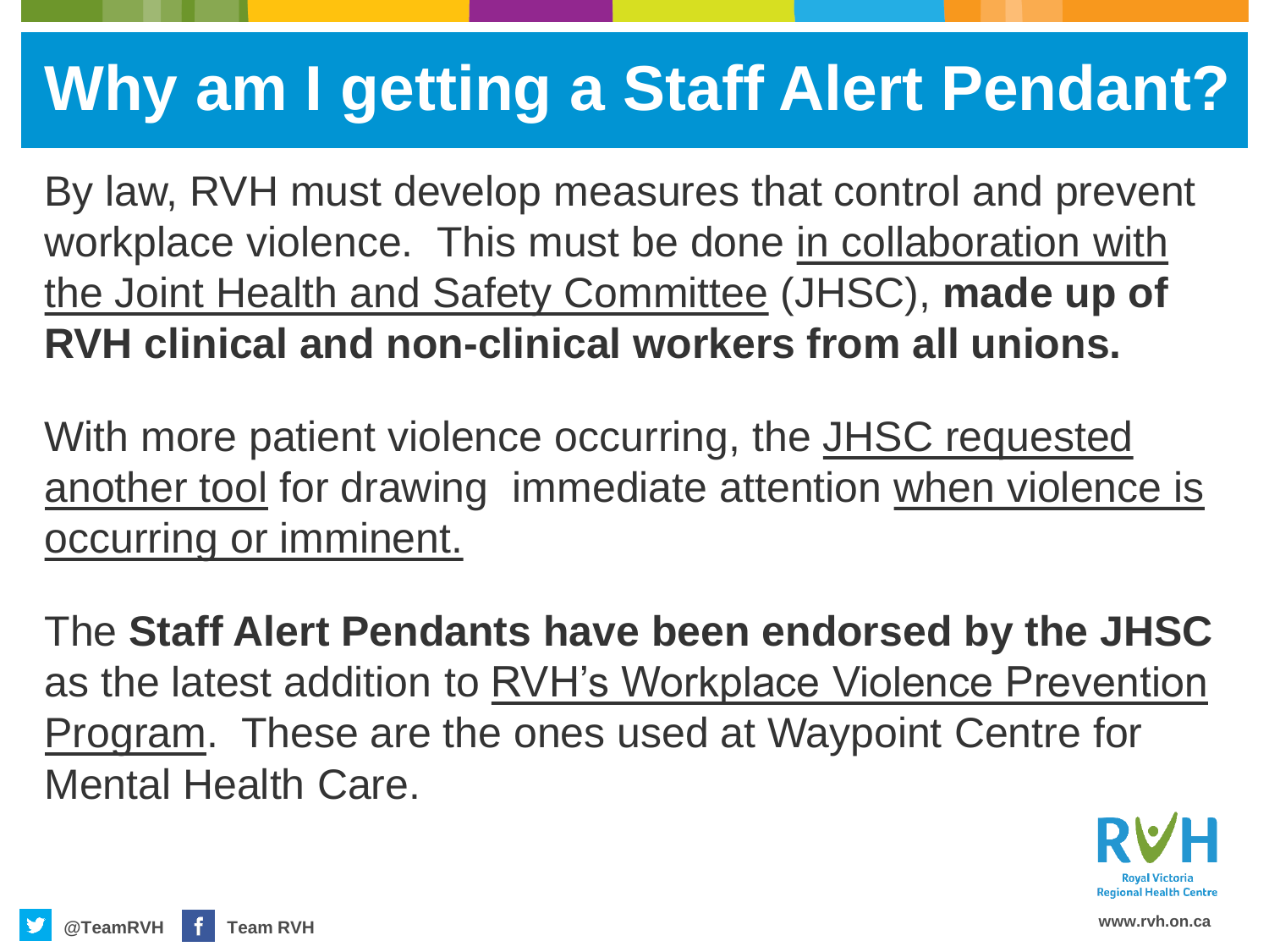# Why am I getting a Staff Alert Pendant?

By law, RVH must develop measures that control and prevent workplace violence. This must be done in collaboration with the Joint Health and Safety Committee (JHSC), **made up of RVH clinical and non-clinical workers from all unions.**

With more patient violence occurring, the JHSC requested another tool for drawing immediate attention when violence is occurring or imminent.

The **Staff Alert Pendants have been endorsed by the JHSC** as the latest addition to RVH's Workplace Violence Prevention Program. These are the ones used at Waypoint Centre for Mental Health Care.

RVH Royal Victoria Regional Health Centre

@TeamRVH Team RVH www.rvh.on.ca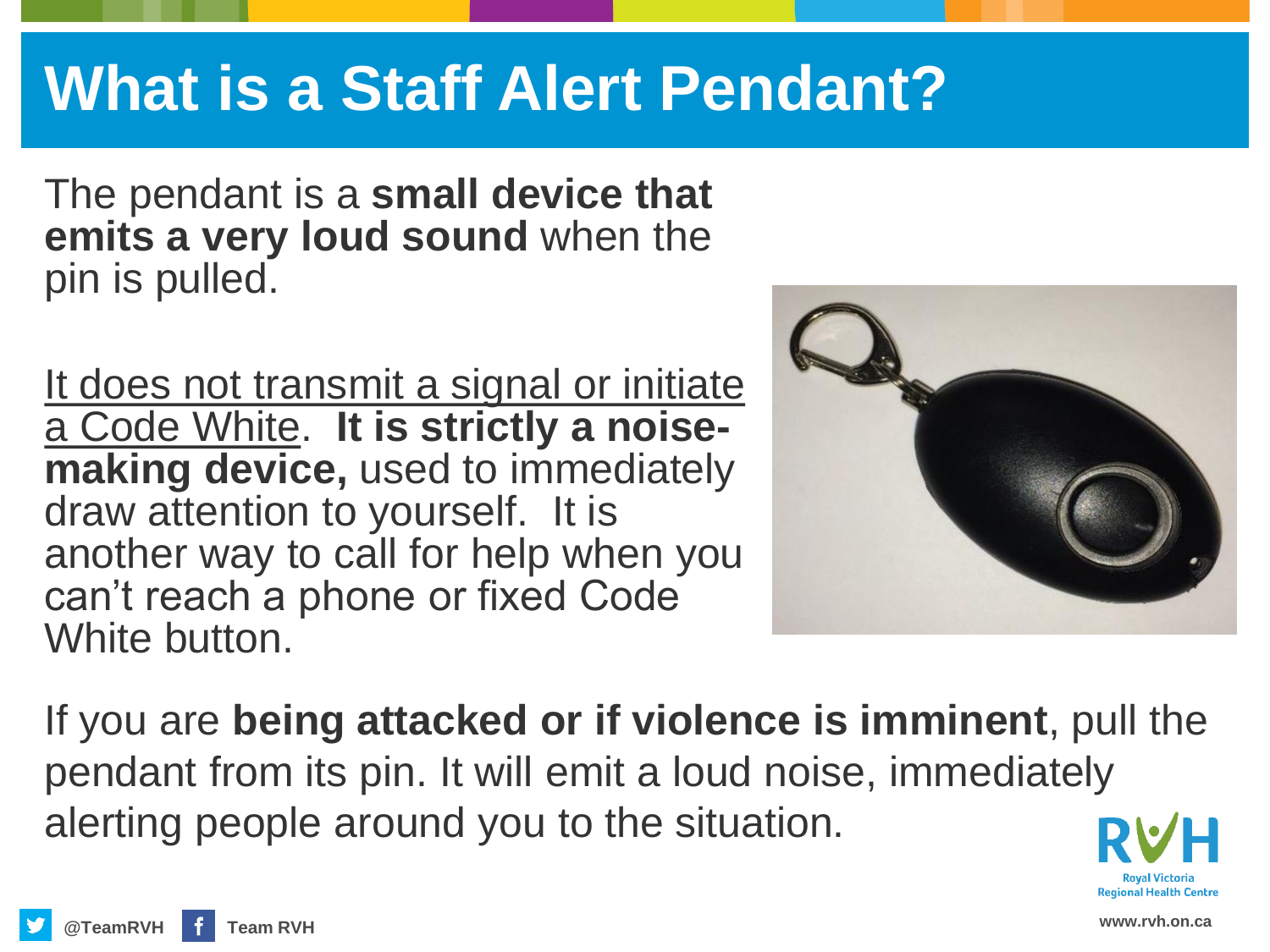# What is a Staff Alert Pendant?

The pendant is a **small device that emits a very loud sound** when the pin is pulled.

It does not transmit a signal or initiate a Code White. **It is strictly a noise-making device,** used to immediately draw attention to yourself. It is another way to call for help when you can't reach a phone or fixed Code White button.

If you are **being attacked or if violence is imminent**, pull the pendant from its pin. It will emit a loud noise, immediately alerting people around you to the situation.

RVH Royal Victoria Regional Health Centre

@TeamRVH Team RVH www.rvh.on.ca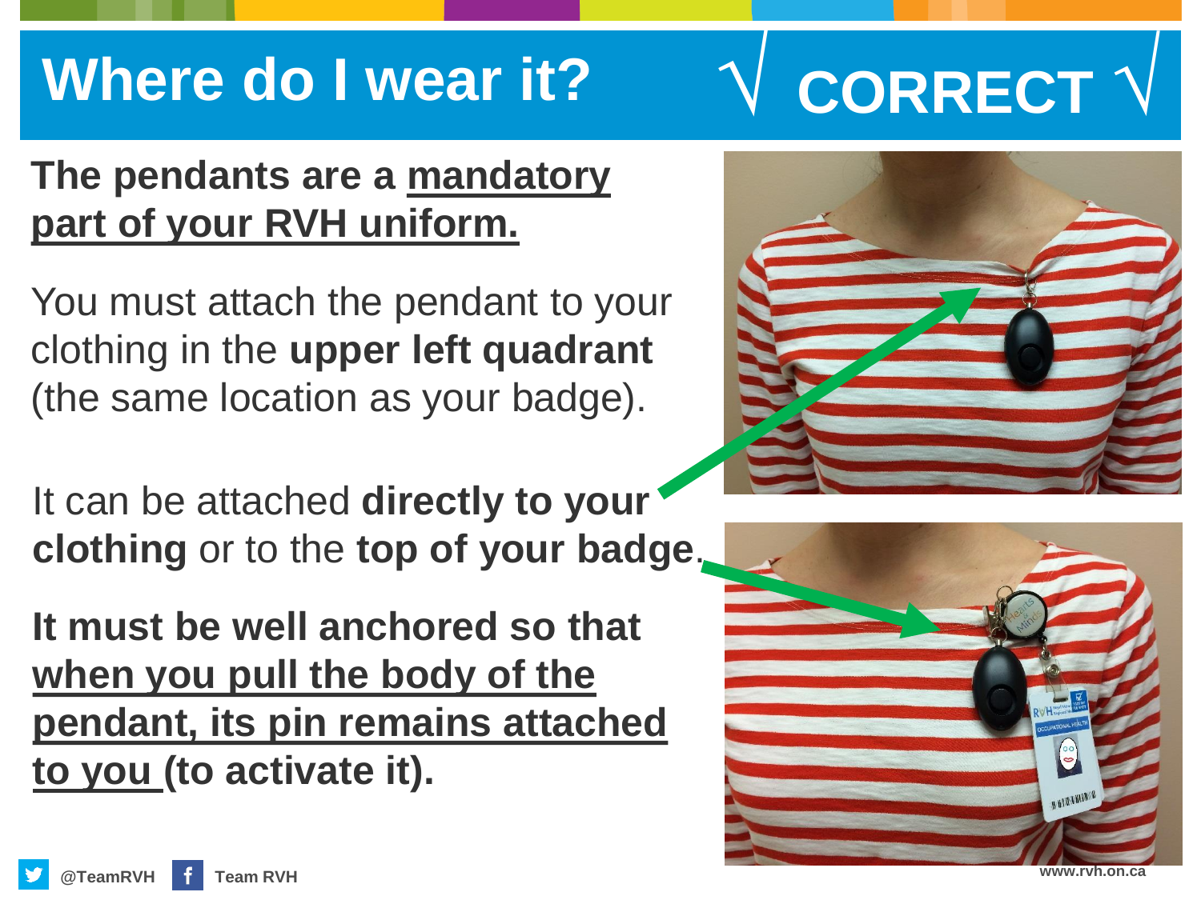# Where do I wear it? √ CORRECT √

**The pendants are a <u>mandatory part of your RVH uniform.</u>**

You must attach the pendant to your clothing in the **upper left quadrant** (the same location as your badge).

It can be attached **directly to your clothing** or to the **top of your badge**.

**It must be well anchored so that <u>when you pull the body of the pendant, its pin remains attached to you</u> (to activate it).**

@TeamRVH Team RVH

www.rvh.on.ca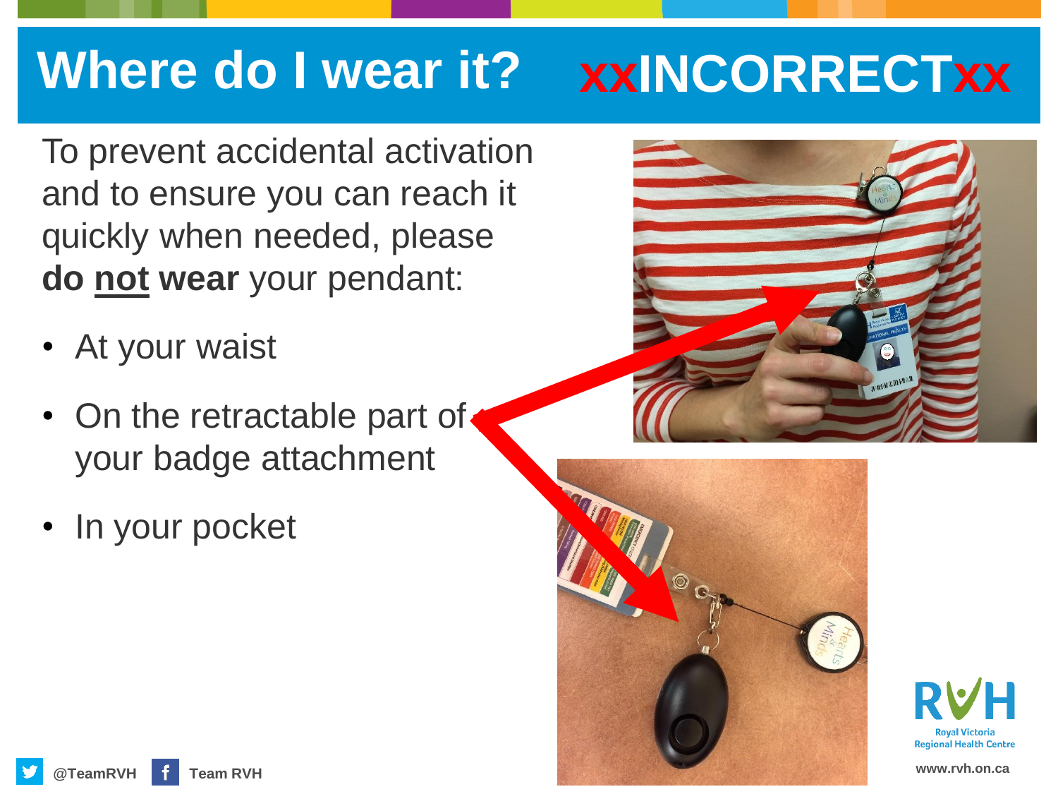# Where do I wear it? xxINCORRECTxx

To prevent accidental activation and to ensure you can reach it quickly when needed, please **do <u>not</u> wear** your pendant:

- At your waist
- On the retractable part of your badge attachment
- In your pocket

@TeamRVH Team RVH

Royal Victoria Regional Health Centre

www.rvh.on.ca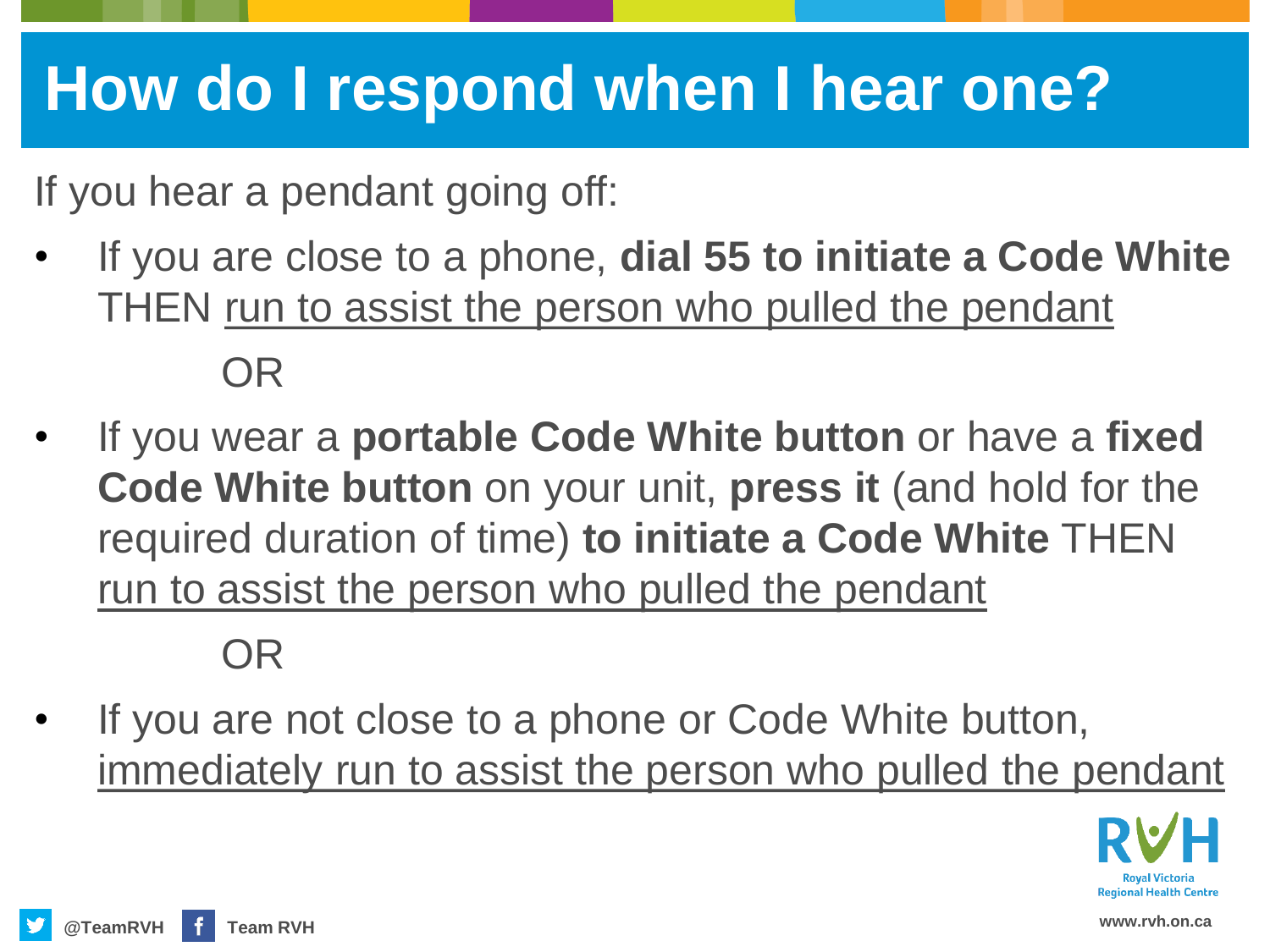# How do I respond when I hear one?

If you hear a pendant going off:

- If you are close to a phone, **dial 55 to initiate a Code White** THEN <u>run to assist the person who pulled the pendant</u>

  OR

- If you wear a **portable Code White button** or have a **fixed Code White button** on your unit, **press it** (and hold for the required duration of time) **to initiate a Code White** THEN <u>run to assist the person who pulled the pendant</u>

  OR

- If you are not close to a phone or Code White button, <u>immediately run to assist the person who pulled the pendant</u>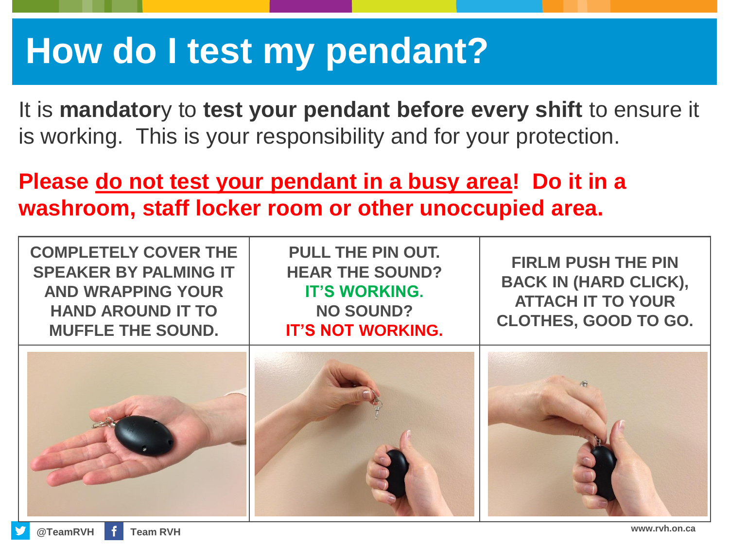# How do I test my pendant?

It is **mandator**y to **test your pendant before every shift** to ensure it is working. This is your responsibility and for your protection.

**Please <u>do not test your pendant in a busy area</u>! Do it in a washroom, staff locker room or other unoccupied area.**

| COMPLETELY COVER THE SPEAKER BY PALMING IT AND WRAPPING YOUR HAND AROUND IT TO MUFFLE THE SOUND. | PULL THE PIN OUT. HEAR THE SOUND? **IT'S WORKING.** NO SOUND? **IT'S NOT WORKING.** | FIRLM PUSH THE PIN BACK IN (HARD CLICK), ATTACH IT TO YOUR CLOTHES, GOOD TO GO. |
| --- | --- | --- |
| | | |

@TeamRVH Team RVH www.rvh.on.ca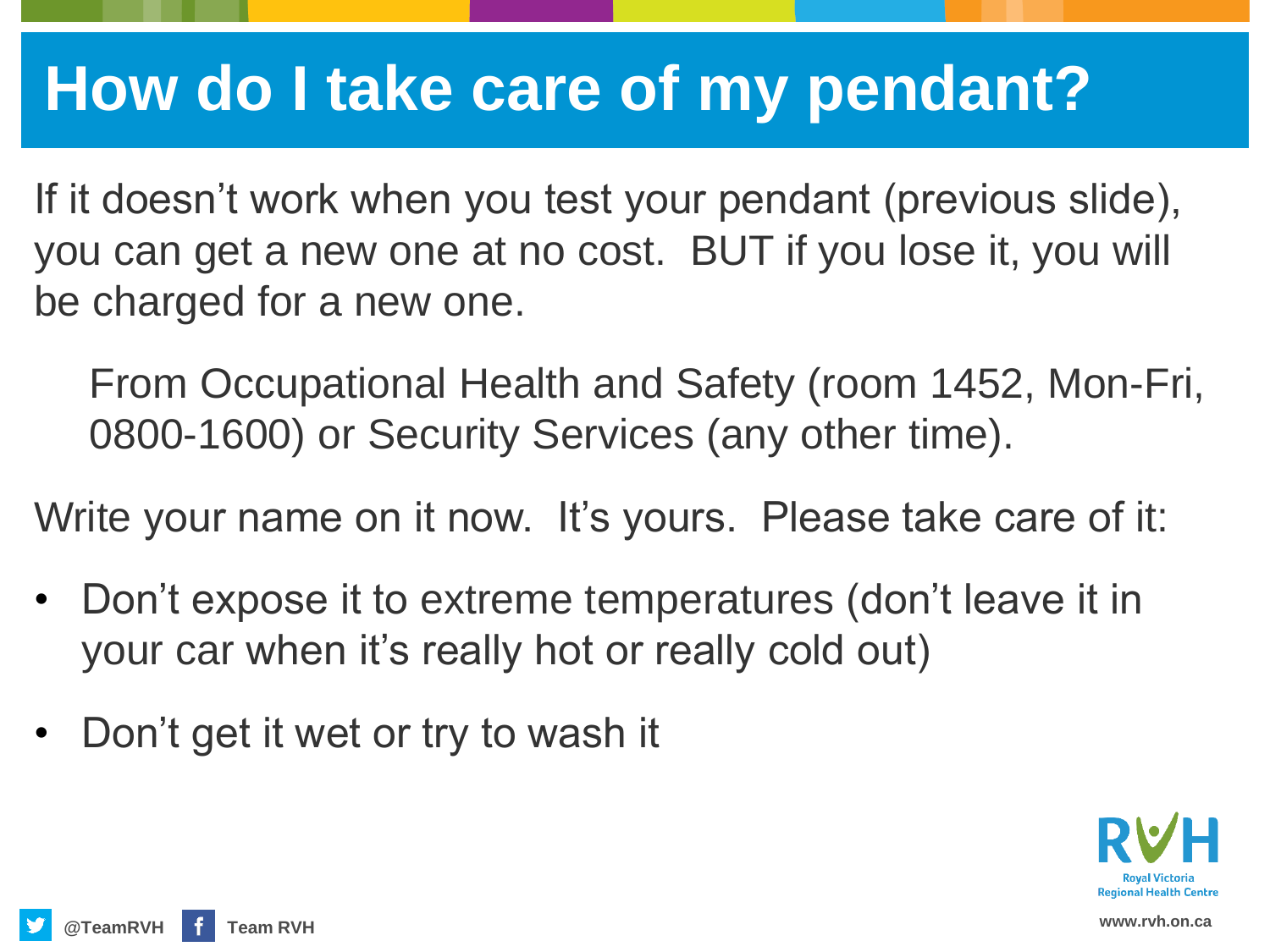# How do I take care of my pendant?

If it doesn't work when you test your pendant (previous slide), you can get a new one at no cost. BUT if you lose it, you will be charged for a new one.

From Occupational Health and Safety (room 1452, Mon-Fri, 0800-1600) or Security Services (any other time).

Write your name on it now. It's yours. Please take care of it:

- Don't expose it to extreme temperatures (don't leave it in your car when it's really hot or really cold out)
- Don't get it wet or try to wash it